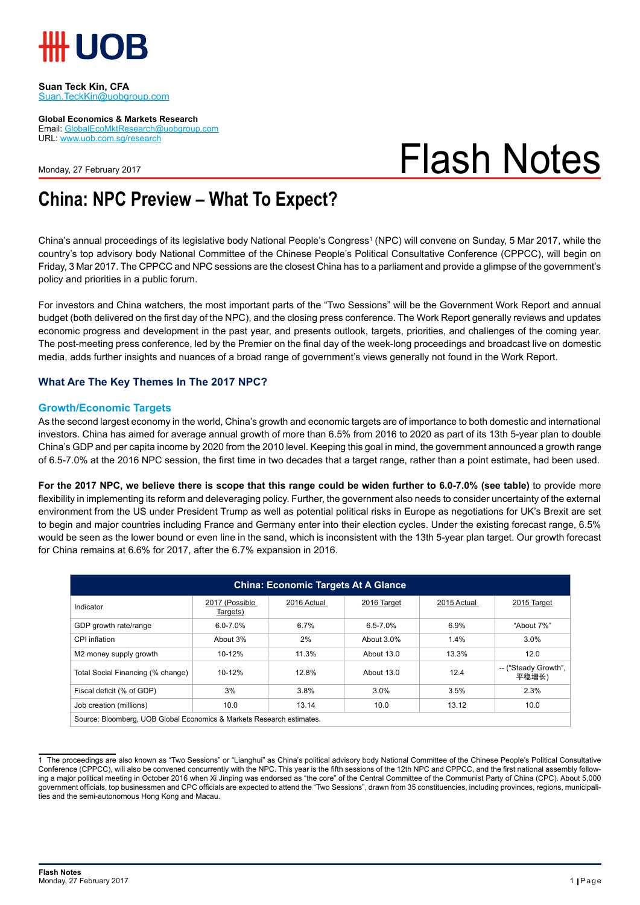**Suan Teck Kin, CFA**
Suan.TeckKin@uobgroup.com

**Global Economics & Markets Research**
Email: GlobalEcoMktResearch@uobgroup.com
URL: www.uob.com.sg/research

Monday, 27 February 2017

# Flash Notes

## China: NPC Preview – What To Expect?

China's annual proceedings of its legislative body National People's Congress[1] (NPC) will convene on Sunday, 5 Mar 2017, while the country's top advisory body National Committee of the Chinese People's Political Consultative Conference (CPPCC), will begin on Friday, 3 Mar 2017. The CPPCC and NPC sessions are the closest China has to a parliament and provide a glimpse of the government's policy and priorities in a public forum.

For investors and China watchers, the most important parts of the "Two Sessions" will be the Government Work Report and annual budget (both delivered on the first day of the NPC), and the closing press conference. The Work Report generally reviews and updates economic progress and development in the past year, and presents outlook, targets, priorities, and challenges of the coming year. The post-meeting press conference, led by the Premier on the final day of the week-long proceedings and broadcast live on domestic media, adds further insights and nuances of a broad range of government's views generally not found in the Work Report.

### What Are The Key Themes In The 2017 NPC?

#### Growth/Economic Targets

As the second largest economy in the world, China's growth and economic targets are of importance to both domestic and international investors. China has aimed for average annual growth of more than 6.5% from 2016 to 2020 as part of its 13th 5-year plan to double China's GDP and per capita income by 2020 from the 2010 level. Keeping this goal in mind, the government announced a growth range of 6.5-7.0% at the 2016 NPC session, the first time in two decades that a target range, rather than a point estimate, had been used.

**For the 2017 NPC, we believe there is scope that this range could be widen further to 6.0-7.0% (see table)** to provide more flexibility in implementing its reform and deleveraging policy. Further, the government also needs to consider uncertainty of the external environment from the US under President Trump as well as potential political risks in Europe as negotiations for UK's Brexit are set to begin and major countries including France and Germany enter into their election cycles. Under the existing forecast range, 6.5% would be seen as the lower bound or even line in the sand, which is inconsistent with the 13th 5-year plan target. Our growth forecast for China remains at 6.6% for 2017, after the 6.7% expansion in 2016.

**China: Economic Targets At A Glance**

| Indicator | 2017 (Possible Targets) | 2016 Actual | 2016 Target | 2015 Actual | 2015 Target |
|---|---|---|---|---|---|
| GDP growth rate/range | 6.0-7.0% | 6.7% | 6.5-7.0% | 6.9% | "About 7%" |
| CPI inflation | About 3% | 2% | About 3.0% | 1.4% | 3.0% |
| M2 money supply growth | 10-12% | 11.3% | About 13.0 | 13.3% | 12.0 |
| Total Social Financing (% change) | 10-12% | 12.8% | About 13.0 | 12.4 | -- ("Steady Growth", 平稳增长) |
| Fiscal deficit (% of GDP) | 3% | 3.8% | 3.0% | 3.5% | 2.3% |
| Job creation (millions) | 10.0 | 13.14 | 10.0 | 13.12 | 10.0 |

Source: Bloomberg, UOB Global Economics & Markets Research estimates.

1 The proceedings are also known as "Two Sessions" or "Lianghui" as China's political advisory body National Committee of the Chinese People's Political Consultative Conference (CPPCC), will also be convened concurrently with the NPC. This year is the fifth sessions of the 12th NPC and CPPCC, and the first national assembly following a major political meeting in October 2016 when Xi Jinping was endorsed as "the core" of the Central Committee of the Communist Party of China (CPC). About 5,000 government officials, top businessmen and CPC officials are expected to attend the "Two Sessions", drawn from 35 constituencies, including provinces, regions, municipalities and the semi-autonomous Hong Kong and Macau.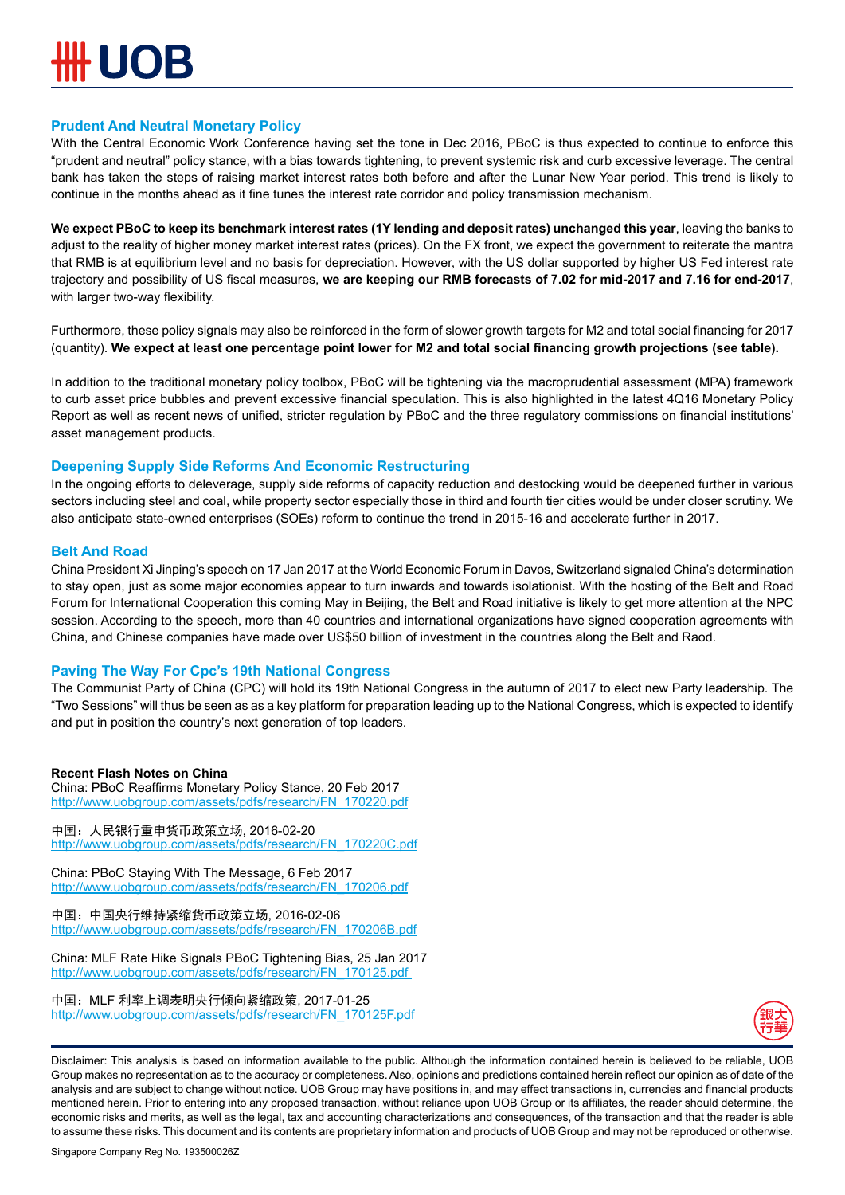## Prudent And Neutral Monetary Policy

With the Central Economic Work Conference having set the tone in Dec 2016, PBoC is thus expected to continue to enforce this "prudent and neutral" policy stance, with a bias towards tightening, to prevent systemic risk and curb excessive leverage. The central bank has taken the steps of raising market interest rates both before and after the Lunar New Year period. This trend is likely to continue in the months ahead as it fine tunes the interest rate corridor and policy transmission mechanism.

**We expect PBoC to keep its benchmark interest rates (1Y lending and deposit rates) unchanged this year**, leaving the banks to adjust to the reality of higher money market interest rates (prices). On the FX front, we expect the government to reiterate the mantra that RMB is at equilibrium level and no basis for depreciation. However, with the US dollar supported by higher US Fed interest rate trajectory and possibility of US fiscal measures, **we are keeping our RMB forecasts of 7.02 for mid-2017 and 7.16 for end-2017**, with larger two-way flexibility.

Furthermore, these policy signals may also be reinforced in the form of slower growth targets for M2 and total social financing for 2017 (quantity). **We expect at least one percentage point lower for M2 and total social financing growth projections (see table).**

In addition to the traditional monetary policy toolbox, PBoC will be tightening via the macroprudential assessment (MPA) framework to curb asset price bubbles and prevent excessive financial speculation. This is also highlighted in the latest 4Q16 Monetary Policy Report as well as recent news of unified, stricter regulation by PBoC and the three regulatory commissions on financial institutions' asset management products.

## Deepening Supply Side Reforms And Economic Restructuring

In the ongoing efforts to deleverage, supply side reforms of capacity reduction and destocking would be deepened further in various sectors including steel and coal, while property sector especially those in third and fourth tier cities would be under closer scrutiny. We also anticipate state-owned enterprises (SOEs) reform to continue the trend in 2015-16 and accelerate further in 2017.

## Belt And Road

China President Xi Jinping's speech on 17 Jan 2017 at the World Economic Forum in Davos, Switzerland signaled China's determination to stay open, just as some major economies appear to turn inwards and towards isolationist. With the hosting of the Belt and Road Forum for International Cooperation this coming May in Beijing, the Belt and Road initiative is likely to get more attention at the NPC session. According to the speech, more than 40 countries and international organizations have signed cooperation agreements with China, and Chinese companies have made over US$50 billion of investment in the countries along the Belt and Raod.

## Paving The Way For Cpc's 19th National Congress

The Communist Party of China (CPC) will hold its 19th National Congress in the autumn of 2017 to elect new Party leadership. The "Two Sessions" will thus be seen as as a key platform for preparation leading up to the National Congress, which is expected to identify and put in position the country's next generation of top leaders.

**Recent Flash Notes on China**

China: PBoC Reaffirms Monetary Policy Stance, 20 Feb 2017
http://www.uobgroup.com/assets/pdfs/research/FN_170220.pdf

中国：人民银行重申货币政策立场, 2016-02-20
http://www.uobgroup.com/assets/pdfs/research/FN_170220C.pdf

China: PBoC Staying With The Message, 6 Feb 2017
http://www.uobgroup.com/assets/pdfs/research/FN_170206.pdf

中国：中国央行维持紧缩货币政策立场, 2016-02-06
http://www.uobgroup.com/assets/pdfs/research/FN_170206B.pdf

China: MLF Rate Hike Signals PBoC Tightening Bias, 25 Jan 2017
http://www.uobgroup.com/assets/pdfs/research/FN_170125.pdf

中国：MLF 利率上调表明央行倾向紧缩政策, 2017-01-25
http://www.uobgroup.com/assets/pdfs/research/FN_170125F.pdf

Disclaimer: This analysis is based on information available to the public. Although the information contained herein is believed to be reliable, UOB Group makes no representation as to the accuracy or completeness. Also, opinions and predictions contained herein reflect our opinion as of date of the analysis and are subject to change without notice. UOB Group may have positions in, and may effect transactions in, currencies and financial products mentioned herein. Prior to entering into any proposed transaction, without reliance upon UOB Group or its affiliates, the reader should determine, the economic risks and merits, as well as the legal, tax and accounting characterizations and consequences, of the transaction and that the reader is able to assume these risks. This document and its contents are proprietary information and products of UOB Group and may not be reproduced or otherwise.

Singapore Company Reg No. 193500026Z